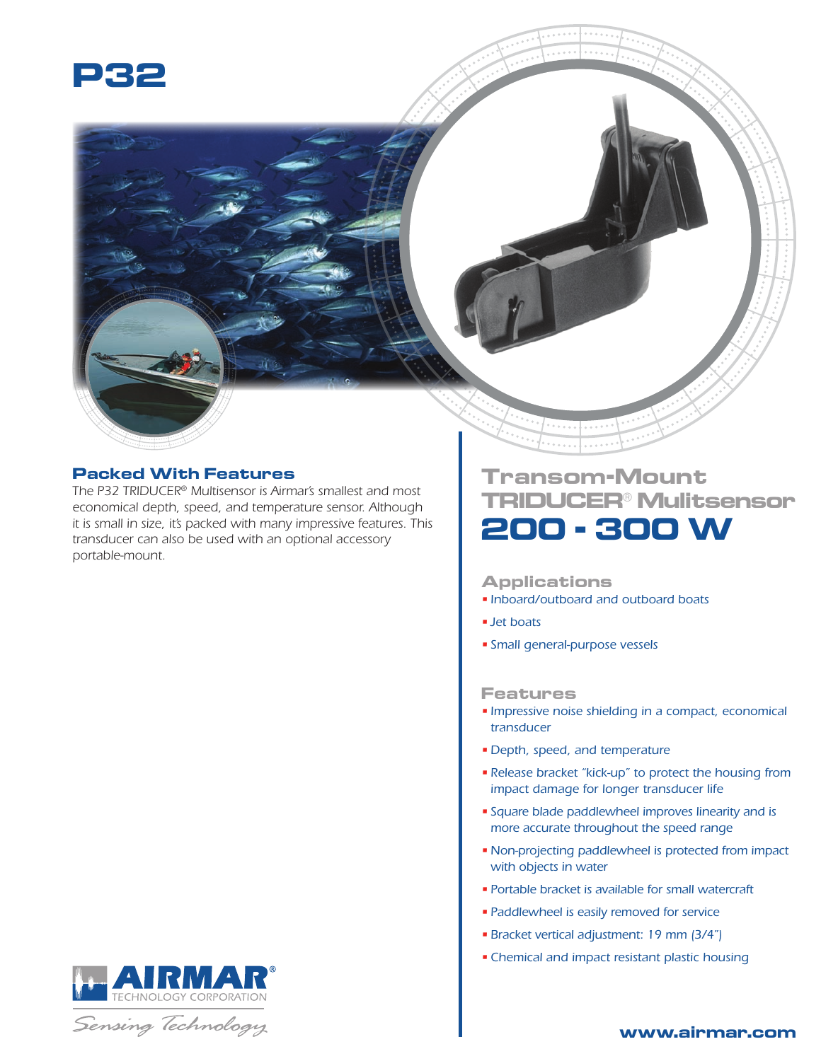# P32

## Packed With Features

The P32 TRIDUCER® Multisensor is Airmar's smallest and most economical depth, speed, and temperature sensor. Although it is small in size, it's packed with many impressive features. This transducer can also be used with an optional accessory portable-mount.

## Transom-Mount TRIDUCER® Mulitsensor

## 200 - 300 W

### Applications

- Inboard/outboard and outboard boats
- Jet boats
- Small general-purpose vessels

### Features

- Impressive noise shielding in a compact, economical transducer
- Depth, speed, and temperature
- Release bracket "kick-up" to protect the housing from impact damage for longer transducer life
- Square blade paddlewheel improves linearity and is more accurate throughout the speed range
- Non-projecting paddlewheel is protected from impact with objects in water
- Portable bracket is available for small watercraft
- Paddlewheel is easily removed for service
- Bracket vertical adjustment: 19 mm (3/4")
- Chemical and impact resistant plastic housing

AIRMAR® TECHNOLOGY CORPORATION

*Sensing Technology*

www.airmar.com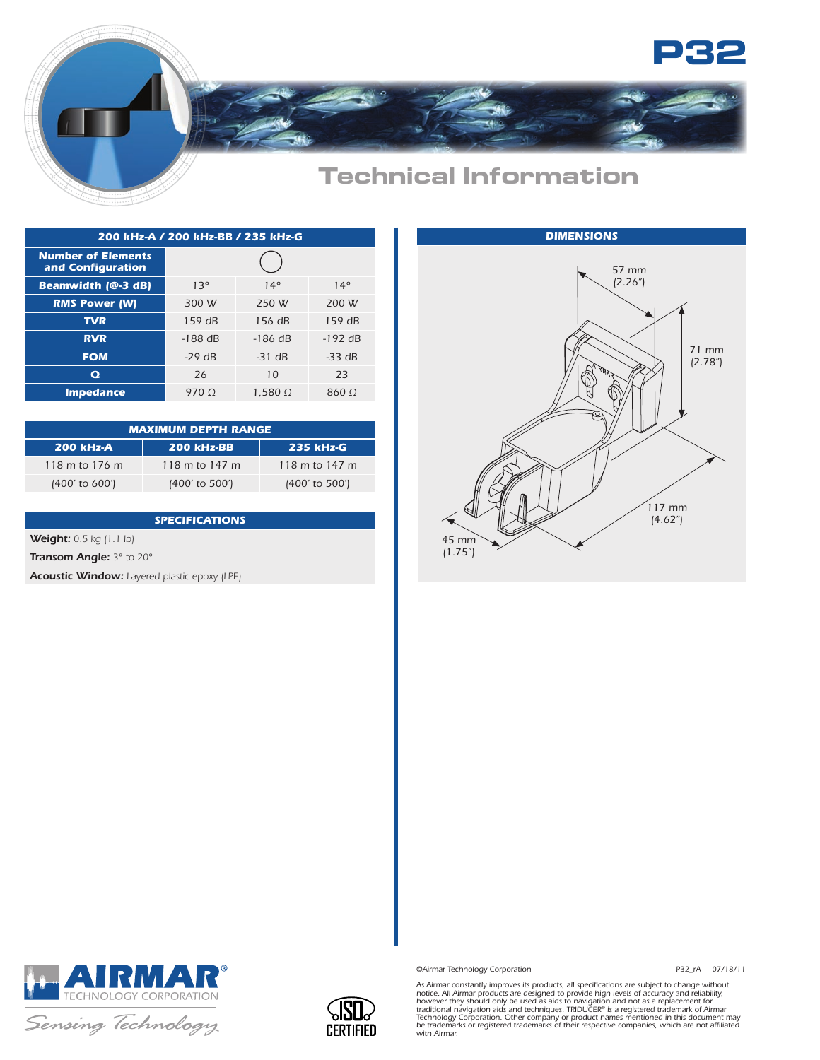# P32

## Technical Information

| 200 kHz-A / 200 kHz-BB / 235 kHz-G | | | |
|---|---|---|---|
| **Number of Elements and Configuration** | | | |
| **Beamwidth (@-3 dB)** | 13° | 14° | 14° |
| **RMS Power (W)** | 300 W | 250 W | 200 W |
| **TVR** | 159 dB | 156 dB | 159 dB |
| **RVR** | -188 dB | -186 dB | -192 dB |
| **FOM** | -29 dB | -31 dB | -33 dB |
| **Q** | 26 | 10 | 23 |
| **Impedance** | 970 Ω | 1,580 Ω | 860 Ω |

| MAXIMUM DEPTH RANGE | | |
|---|---|---|
| **200 kHz-A** | **200 kHz-BB** | **235 kHz-G** |
| 118 m to 176 m | 118 m to 147 m | 118 m to 147 m |
| (400' to 600') | (400' to 500') | (400' to 500') |

### SPECIFICATIONS

**Weight:** 0.5 kg (1.1 lb)

**Transom Angle:** 3° to 20°

**Acoustic Window:** Layered plastic epoxy (LPE)

### DIMENSIONS

57 mm (2.26")

71 mm (2.78")

117 mm (4.62")

45 mm (1.75")

AIRMAR TECHNOLOGY CORPORATION

Sensing Technology

ISO CERTIFIED

©Airmar Technology Corporation

P32_rA 07/18/11

As Airmar constantly improves its products, all specifications are subject to change without notice. All Airmar products are designed to provide high levels of accuracy and reliability, however they should only be used as aids to navigation and not as a replacement for traditional navigation aids and techniques. TRIDUCER® is a registered trademark of Airmar Technology Corporation. Other company or product names mentioned in this document may be trademarks or registered trademarks of their respective companies, which are not affiliated with Airmar.